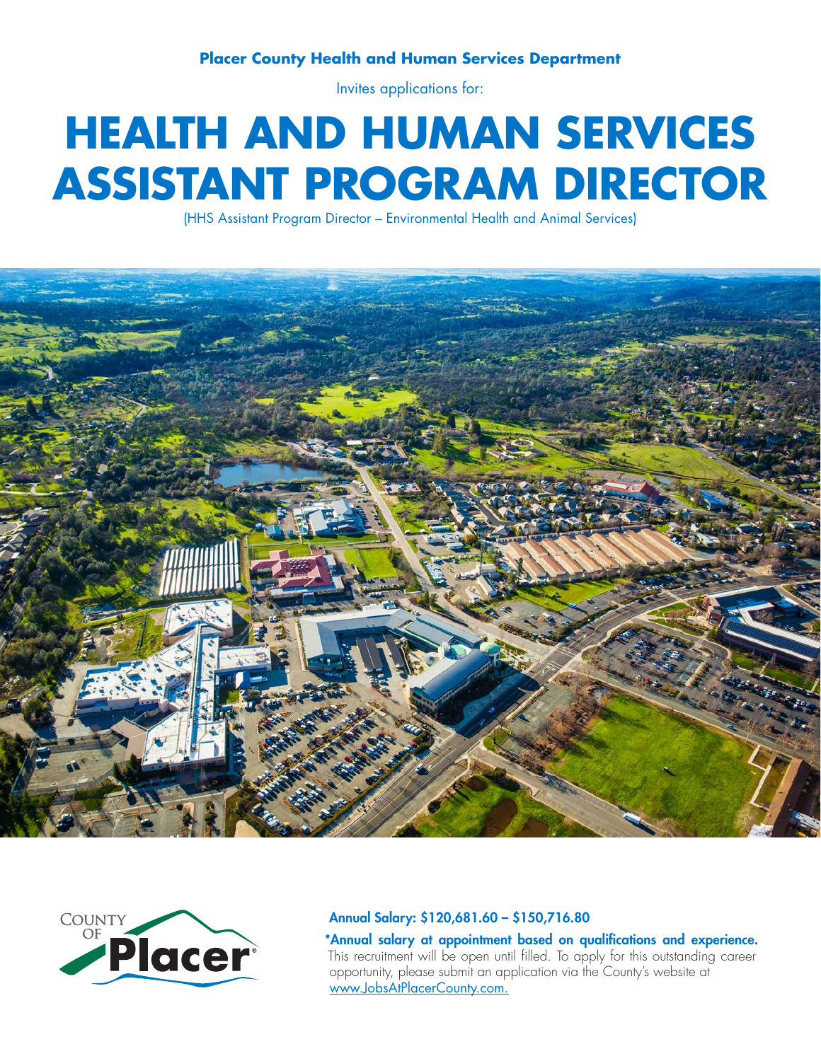**Placer County Health and Human Services Department**

Invites applications for:

# HEALTH AND HUMAN SERVICES ASSISTANT PROGRAM DIRECTOR

(HHS Assistant Program Director – Environmental Health and Animal Services)

COUNTY OF Placer

**Annual Salary: $120,681.60 – $150,716.80**

**\*Annual salary at appointment based on qualifications and experience.**
This recruitment will be open until filled. To apply for this outstanding career opportunity, please submit an application via the County's website at www.JobsAtPlacerCounty.com.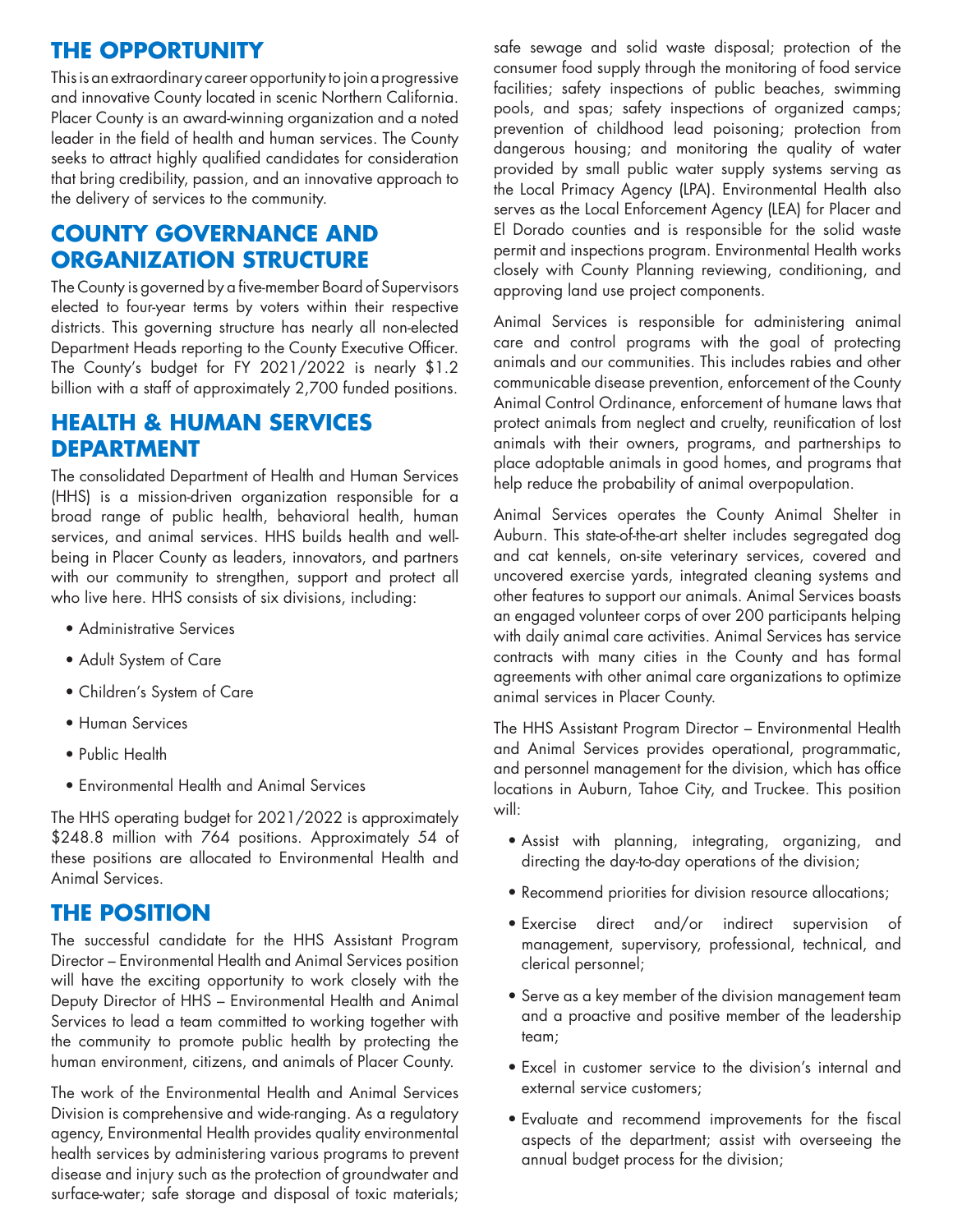## THE OPPORTUNITY

This is an extraordinary career opportunity to join a progressive and innovative County located in scenic Northern California. Placer County is an award-winning organization and a noted leader in the field of health and human services. The County seeks to attract highly qualified candidates for consideration that bring credibility, passion, and an innovative approach to the delivery of services to the community.

## COUNTY GOVERNANCE AND ORGANIZATION STRUCTURE

The County is governed by a five-member Board of Supervisors elected to four-year terms by voters within their respective districts. This governing structure has nearly all non-elected Department Heads reporting to the County Executive Officer. The County's budget for FY 2021/2022 is nearly $1.2 billion with a staff of approximately 2,700 funded positions.

## HEALTH & HUMAN SERVICES DEPARTMENT

The consolidated Department of Health and Human Services (HHS) is a mission-driven organization responsible for a broad range of public health, behavioral health, human services, and animal services. HHS builds health and well-being in Placer County as leaders, innovators, and partners with our community to strengthen, support and protect all who live here. HHS consists of six divisions, including:

- Administrative Services
- Adult System of Care
- Children's System of Care
- Human Services
- Public Health
- Environmental Health and Animal Services

The HHS operating budget for 2021/2022 is approximately $248.8 million with 764 positions. Approximately 54 of these positions are allocated to Environmental Health and Animal Services.

## THE POSITION

The successful candidate for the HHS Assistant Program Director – Environmental Health and Animal Services position will have the exciting opportunity to work closely with the Deputy Director of HHS – Environmental Health and Animal Services to lead a team committed to working together with the community to promote public health by protecting the human environment, citizens, and animals of Placer County.

The work of the Environmental Health and Animal Services Division is comprehensive and wide-ranging. As a regulatory agency, Environmental Health provides quality environmental health services by administering various programs to prevent disease and injury such as the protection of groundwater and surface-water; safe storage and disposal of toxic materials; safe sewage and solid waste disposal; protection of the consumer food supply through the monitoring of food service facilities; safety inspections of public beaches, swimming pools, and spas; safety inspections of organized camps; prevention of childhood lead poisoning; protection from dangerous housing; and monitoring the quality of water provided by small public water supply systems serving as the Local Primacy Agency (LPA). Environmental Health also serves as the Local Enforcement Agency (LEA) for Placer and El Dorado counties and is responsible for the solid waste permit and inspections program. Environmental Health works closely with County Planning reviewing, conditioning, and approving land use project components.

Animal Services is responsible for administering animal care and control programs with the goal of protecting animals and our communities. This includes rabies and other communicable disease prevention, enforcement of the County Animal Control Ordinance, enforcement of humane laws that protect animals from neglect and cruelty, reunification of lost animals with their owners, programs, and partnerships to place adoptable animals in good homes, and programs that help reduce the probability of animal overpopulation.

Animal Services operates the County Animal Shelter in Auburn. This state-of-the-art shelter includes segregated dog and cat kennels, on-site veterinary services, covered and uncovered exercise yards, integrated cleaning systems and other features to support our animals. Animal Services boasts an engaged volunteer corps of over 200 participants helping with daily animal care activities. Animal Services has service contracts with many cities in the County and has formal agreements with other animal care organizations to optimize animal services in Placer County.

The HHS Assistant Program Director – Environmental Health and Animal Services provides operational, programmatic, and personnel management for the division, which has office locations in Auburn, Tahoe City, and Truckee. This position will:

- Assist with planning, integrating, organizing, and directing the day-to-day operations of the division;
- Recommend priorities for division resource allocations;
- Exercise direct and/or indirect supervision of management, supervisory, professional, technical, and clerical personnel;
- Serve as a key member of the division management team and a proactive and positive member of the leadership team;
- Excel in customer service to the division's internal and external service customers;
- Evaluate and recommend improvements for the fiscal aspects of the department; assist with overseeing the annual budget process for the division;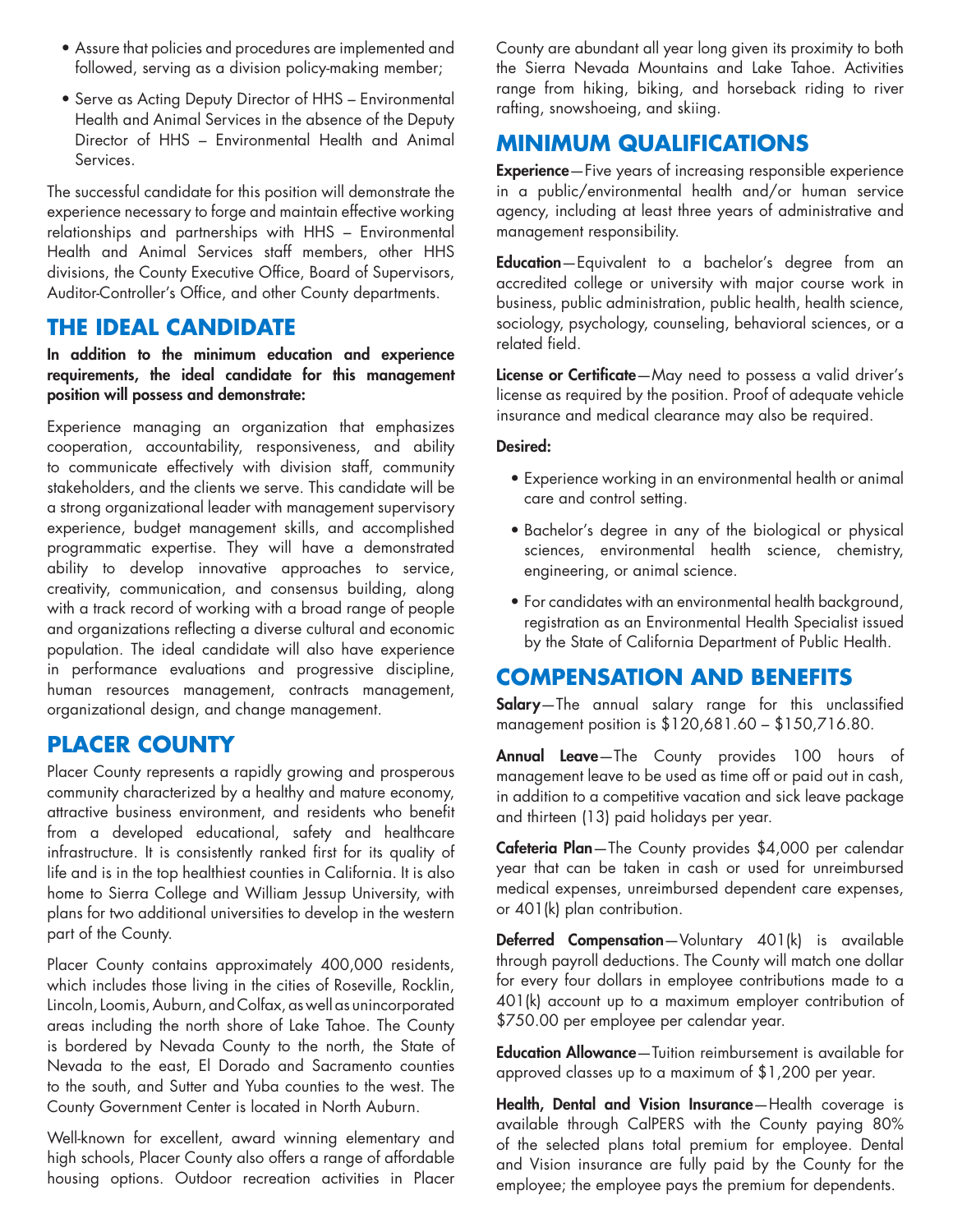- Assure that policies and procedures are implemented and followed, serving as a division policy-making member;
- Serve as Acting Deputy Director of HHS – Environmental Health and Animal Services in the absence of the Deputy Director of HHS – Environmental Health and Animal Services.

The successful candidate for this position will demonstrate the experience necessary to forge and maintain effective working relationships and partnerships with HHS – Environmental Health and Animal Services staff members, other HHS divisions, the County Executive Office, Board of Supervisors, Auditor-Controller's Office, and other County departments.

## THE IDEAL CANDIDATE

**In addition to the minimum education and experience requirements, the ideal candidate for this management position will possess and demonstrate:**

Experience managing an organization that emphasizes cooperation, accountability, responsiveness, and ability to communicate effectively with division staff, community stakeholders, and the clients we serve. This candidate will be a strong organizational leader with management supervisory experience, budget management skills, and accomplished programmatic expertise. They will have a demonstrated ability to develop innovative approaches to service, creativity, communication, and consensus building, along with a track record of working with a broad range of people and organizations reflecting a diverse cultural and economic population. The ideal candidate will also have experience in performance evaluations and progressive discipline, human resources management, contracts management, organizational design, and change management.

## PLACER COUNTY

Placer County represents a rapidly growing and prosperous community characterized by a healthy and mature economy, attractive business environment, and residents who benefit from a developed educational, safety and healthcare infrastructure. It is consistently ranked first for its quality of life and is in the top healthiest counties in California. It is also home to Sierra College and William Jessup University, with plans for two additional universities to develop in the western part of the County.

Placer County contains approximately 400,000 residents, which includes those living in the cities of Roseville, Rocklin, Lincoln, Loomis, Auburn, and Colfax, as well as unincorporated areas including the north shore of Lake Tahoe. The County is bordered by Nevada County to the north, the State of Nevada to the east, El Dorado and Sacramento counties to the south, and Sutter and Yuba counties to the west. The County Government Center is located in North Auburn.

Well-known for excellent, award winning elementary and high schools, Placer County also offers a range of affordable housing options. Outdoor recreation activities in Placer County are abundant all year long given its proximity to both the Sierra Nevada Mountains and Lake Tahoe. Activities range from hiking, biking, and horseback riding to river rafting, snowshoeing, and skiing.

## MINIMUM QUALIFICATIONS

**Experience**—Five years of increasing responsible experience in a public/environmental health and/or human service agency, including at least three years of administrative and management responsibility.

**Education**—Equivalent to a bachelor's degree from an accredited college or university with major course work in business, public administration, public health, health science, sociology, psychology, counseling, behavioral sciences, or a related field.

**License or Certificate**—May need to possess a valid driver's license as required by the position. Proof of adequate vehicle insurance and medical clearance may also be required.

**Desired:**

- Experience working in an environmental health or animal care and control setting.
- Bachelor's degree in any of the biological or physical sciences, environmental health science, chemistry, engineering, or animal science.
- For candidates with an environmental health background, registration as an Environmental Health Specialist issued by the State of California Department of Public Health.

## COMPENSATION AND BENEFITS

**Salary**—The annual salary range for this unclassified management position is $120,681.60 – $150,716.80.

**Annual Leave**—The County provides 100 hours of management leave to be used as time off or paid out in cash, in addition to a competitive vacation and sick leave package and thirteen (13) paid holidays per year.

**Cafeteria Plan**—The County provides $4,000 per calendar year that can be taken in cash or used for unreimbursed medical expenses, unreimbursed dependent care expenses, or 401(k) plan contribution.

**Deferred Compensation**—Voluntary 401(k) is available through payroll deductions. The County will match one dollar for every four dollars in employee contributions made to a 401(k) account up to a maximum employer contribution of $750.00 per employee per calendar year.

**Education Allowance**—Tuition reimbursement is available for approved classes up to a maximum of $1,200 per year.

**Health, Dental and Vision Insurance**—Health coverage is available through CalPERS with the County paying 80% of the selected plans total premium for employee. Dental and Vision insurance are fully paid by the County for the employee; the employee pays the premium for dependents.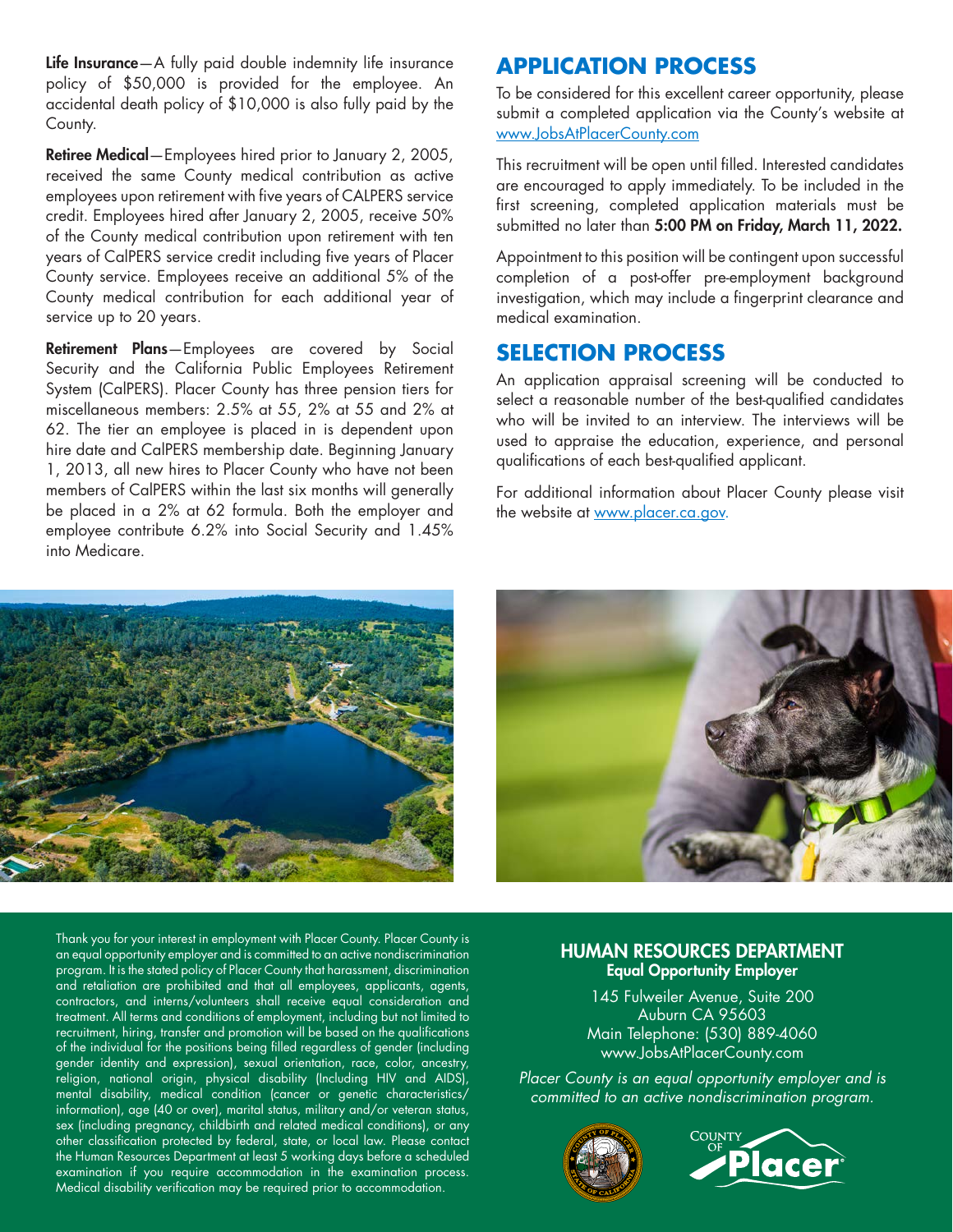**Life Insurance**—A fully paid double indemnity life insurance policy of $50,000 is provided for the employee. An accidental death policy of $10,000 is also fully paid by the County.

**Retiree Medical**—Employees hired prior to January 2, 2005, received the same County medical contribution as active employees upon retirement with five years of CALPERS service credit. Employees hired after January 2, 2005, receive 50% of the County medical contribution upon retirement with ten years of CalPERS service credit including five years of Placer County service. Employees receive an additional 5% of the County medical contribution for each additional year of service up to 20 years.

**Retirement Plans**—Employees are covered by Social Security and the California Public Employees Retirement System (CalPERS). Placer County has three pension tiers for miscellaneous members: 2.5% at 55, 2% at 55 and 2% at 62. The tier an employee is placed in is dependent upon hire date and CalPERS membership date. Beginning January 1, 2013, all new hires to Placer County who have not been members of CalPERS within the last six months will generally be placed in a 2% at 62 formula. Both the employer and employee contribute 6.2% into Social Security and 1.45% into Medicare.

## APPLICATION PROCESS

To be considered for this excellent career opportunity, please submit a completed application via the County's website at www.JobsAtPlacerCounty.com

This recruitment will be open until filled. Interested candidates are encouraged to apply immediately. To be included in the first screening, completed application materials must be submitted no later than **5:00 PM on Friday, March 11, 2022.**

Appointment to this position will be contingent upon successful completion of a post-offer pre-employment background investigation, which may include a fingerprint clearance and medical examination.

## SELECTION PROCESS

An application appraisal screening will be conducted to select a reasonable number of the best-qualified candidates who will be invited to an interview. The interviews will be used to appraise the education, experience, and personal qualifications of each best-qualified applicant.

For additional information about Placer County please visit the website at www.placer.ca.gov.

Thank you for your interest in employment with Placer County. Placer County is an equal opportunity employer and is committed to an active nondiscrimination program. It is the stated policy of Placer County that harassment, discrimination and retaliation are prohibited and that all employees, applicants, agents, contractors, and interns/volunteers shall receive equal consideration and treatment. All terms and conditions of employment, including but not limited to recruitment, hiring, transfer and promotion will be based on the qualifications of the individual for the positions being filled regardless of gender (including gender identity and expression), sexual orientation, race, color, ancestry, religion, national origin, physical disability (Including HIV and AIDS), mental disability, medical condition (cancer or genetic characteristics/ information), age (40 or over), marital status, military and/or veteran status, sex (including pregnancy, childbirth and related medical conditions), or any other classification protected by federal, state, or local law. Please contact the Human Resources Department at least 5 working days before a scheduled examination if you require accommodation in the examination process. Medical disability verification may be required prior to accommodation.

**HUMAN RESOURCES DEPARTMENT**
**Equal Opportunity Employer**

145 Fulweiler Avenue, Suite 200
Auburn CA 95603
Main Telephone: (530) 889-4060
www.JobsAtPlacerCounty.com

*Placer County is an equal opportunity employer and is committed to an active nondiscrimination program.*